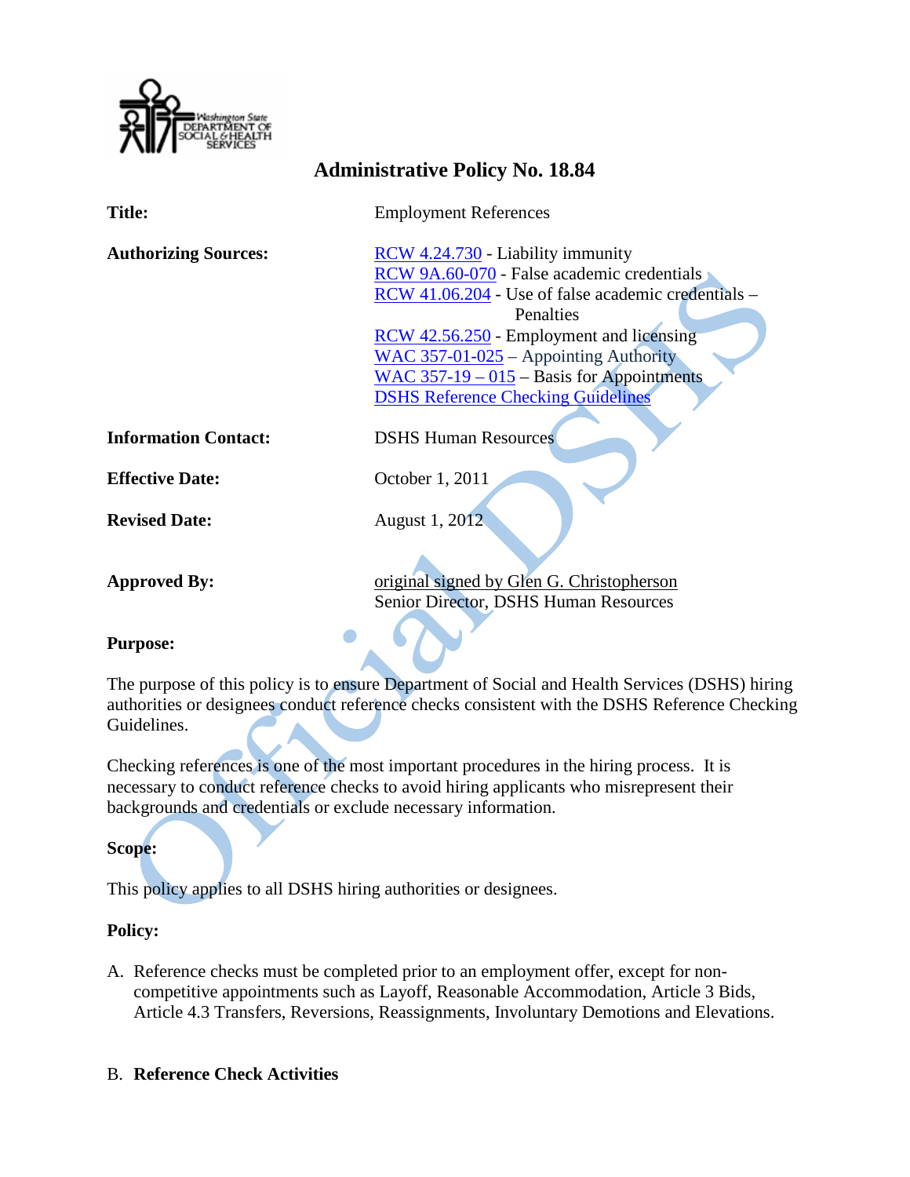# Administrative Policy No. 18.84

| | |
|---|---|
| **Title:** | Employment References |
| **Authorizing Sources:** | RCW 4.24.730 - Liability immunity<br>RCW 9A.60-070 - False academic credentials<br>RCW 41.06.204 - Use of false academic credentials – Penalties<br>RCW 42.56.250 - Employment and licensing<br>WAC 357-01-025 – Appointing Authority<br>WAC 357-19 – 015 – Basis for Appointments<br>DSHS Reference Checking Guidelines |
| **Information Contact:** | DSHS Human Resources |
| **Effective Date:** | October 1, 2011 |
| **Revised Date:** | August 1, 2012 |
| **Approved By:** | original signed by Glen G. Christopherson<br>Senior Director, DSHS Human Resources |

**Purpose:**

The purpose of this policy is to ensure Department of Social and Health Services (DSHS) hiring authorities or designees conduct reference checks consistent with the DSHS Reference Checking Guidelines.

Checking references is one of the most important procedures in the hiring process. It is necessary to conduct reference checks to avoid hiring applicants who misrepresent their backgrounds and credentials or exclude necessary information.

**Scope:**

This policy applies to all DSHS hiring authorities or designees.

**Policy:**

A. Reference checks must be completed prior to an employment offer, except for non-competitive appointments such as Layoff, Reasonable Accommodation, Article 3 Bids, Article 4.3 Transfers, Reversions, Reassignments, Involuntary Demotions and Elevations.

B. **Reference Check Activities**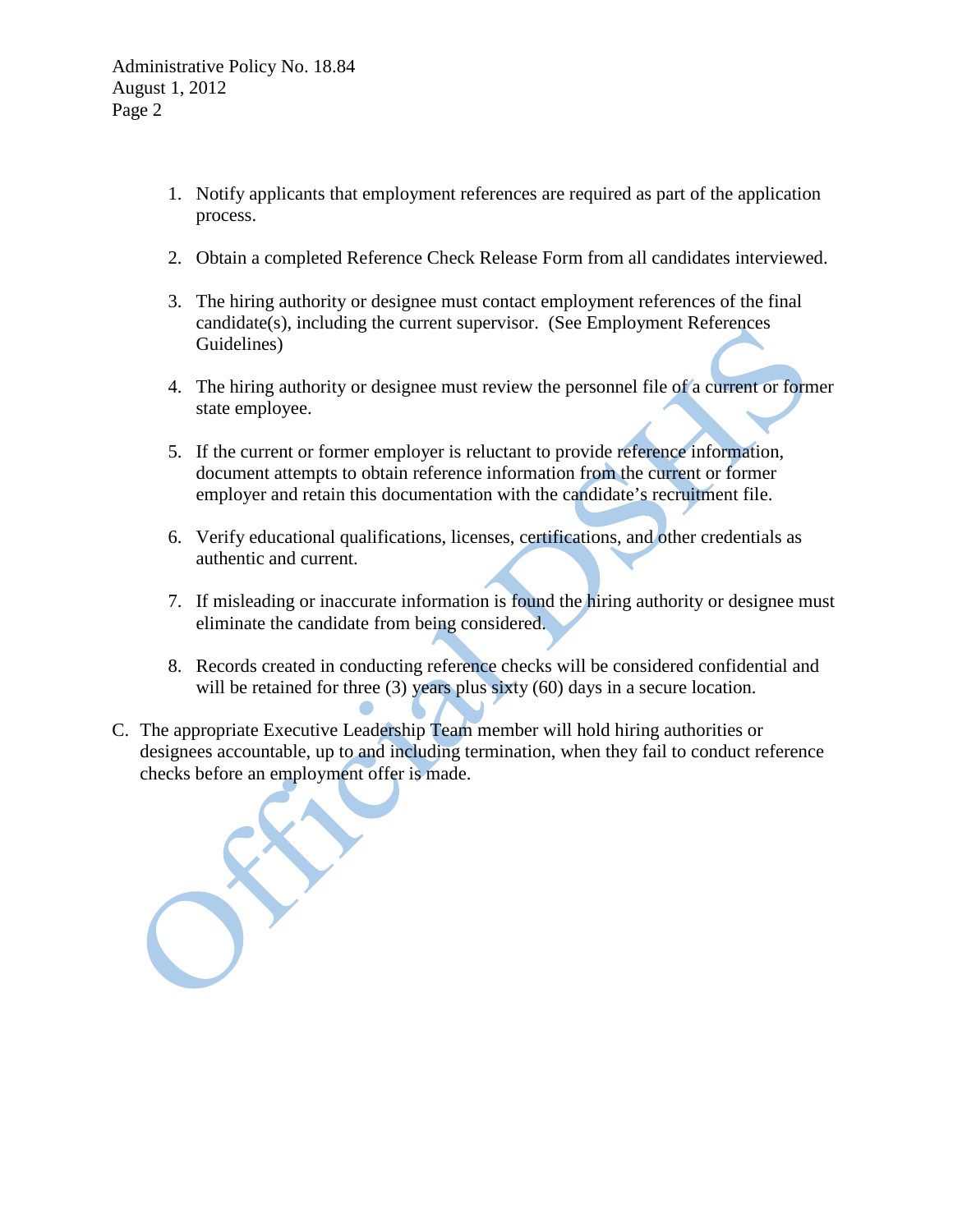1. Notify applicants that employment references are required as part of the application process.

2. Obtain a completed Reference Check Release Form from all candidates interviewed.

3. The hiring authority or designee must contact employment references of the final candidate(s), including the current supervisor. (See Employment References Guidelines)

4. The hiring authority or designee must review the personnel file of a current or former state employee.

5. If the current or former employer is reluctant to provide reference information, document attempts to obtain reference information from the current or former employer and retain this documentation with the candidate's recruitment file.

6. Verify educational qualifications, licenses, certifications, and other credentials as authentic and current.

7. If misleading or inaccurate information is found the hiring authority or designee must eliminate the candidate from being considered.

8. Records created in conducting reference checks will be considered confidential and will be retained for three (3) years plus sixty (60) days in a secure location.

C. The appropriate Executive Leadership Team member will hold hiring authorities or designees accountable, up to and including termination, when they fail to conduct reference checks before an employment offer is made.